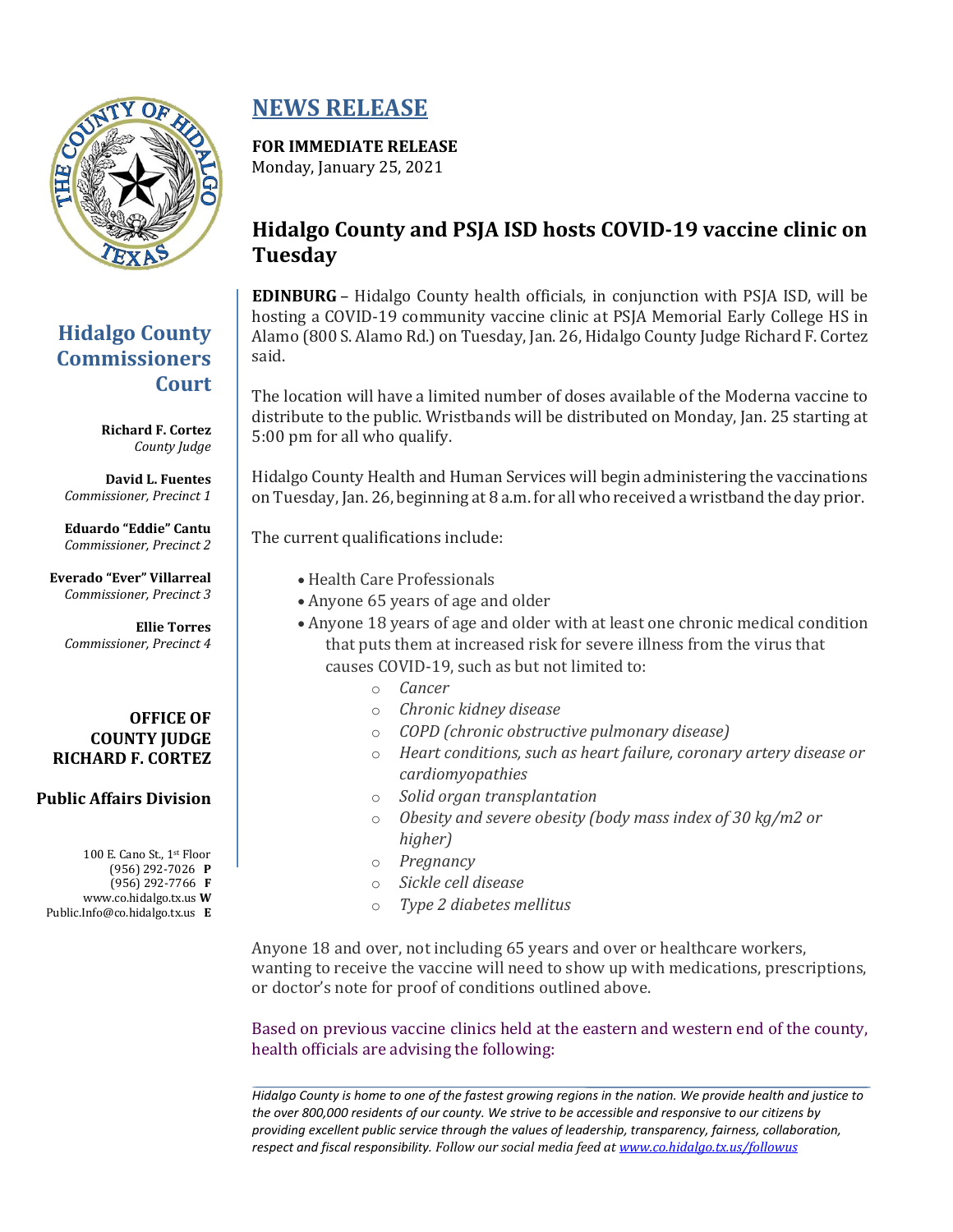# NEWS RELEASE

**FOR IMMEDIATE RELEASE**
Monday, January 25, 2021

## Hidalgo County and PSJA ISD hosts COVID-19 vaccine clinic on Tuesday

**Hidalgo County Commissioners Court**

**Richard F. Cortez**
*County Judge*

**David L. Fuentes**
*Commissioner, Precinct 1*

**Eduardo "Eddie" Cantu**
*Commissioner, Precinct 2*

**Everado "Ever" Villarreal**
*Commissioner, Precinct 3*

**Ellie Torres**
*Commissioner, Precinct 4*

**OFFICE OF COUNTY JUDGE RICHARD F. CORTEZ**

**Public Affairs Division**

100 E. Cano St., 1st Floor
(956) 292-7026 **P**
(956) 292-7766 **F**
www.co.hidalgo.tx.us **W**
Public.Info@co.hidalgo.tx.us **E**

**EDINBURG** – Hidalgo County health officials, in conjunction with PSJA ISD, will be hosting a COVID-19 community vaccine clinic at PSJA Memorial Early College HS in Alamo (800 S. Alamo Rd.) on Tuesday, Jan. 26, Hidalgo County Judge Richard F. Cortez said.

The location will have a limited number of doses available of the Moderna vaccine to distribute to the public. Wristbands will be distributed on Monday, Jan. 25 starting at 5:00 pm for all who qualify.

Hidalgo County Health and Human Services will begin administering the vaccinations on Tuesday, Jan. 26, beginning at 8 a.m. for all who received a wristband the day prior.

The current qualifications include:

- Health Care Professionals
- Anyone 65 years of age and older
- Anyone 18 years of age and older with at least one chronic medical condition that puts them at increased risk for severe illness from the virus that causes COVID-19, such as but not limited to:
  - *Cancer*
  - *Chronic kidney disease*
  - *COPD (chronic obstructive pulmonary disease)*
  - *Heart conditions, such as heart failure, coronary artery disease or cardiomyopathies*
  - *Solid organ transplantation*
  - *Obesity and severe obesity (body mass index of 30 kg/m2 or higher)*
  - *Pregnancy*
  - *Sickle cell disease*
  - *Type 2 diabetes mellitus*

Anyone 18 and over, not including 65 years and over or healthcare workers, wanting to receive the vaccine will need to show up with medications, prescriptions, or doctor's note for proof of conditions outlined above.

Based on previous vaccine clinics held at the eastern and western end of the county, health officials are advising the following:

---

*Hidalgo County is home to one of the fastest growing regions in the nation. We provide health and justice to the over 800,000 residents of our county. We strive to be accessible and responsive to our citizens by providing excellent public service through the values of leadership, transparency, fairness, collaboration, respect and fiscal responsibility. Follow our social media feed at www.co.hidalgo.tx.us/followus*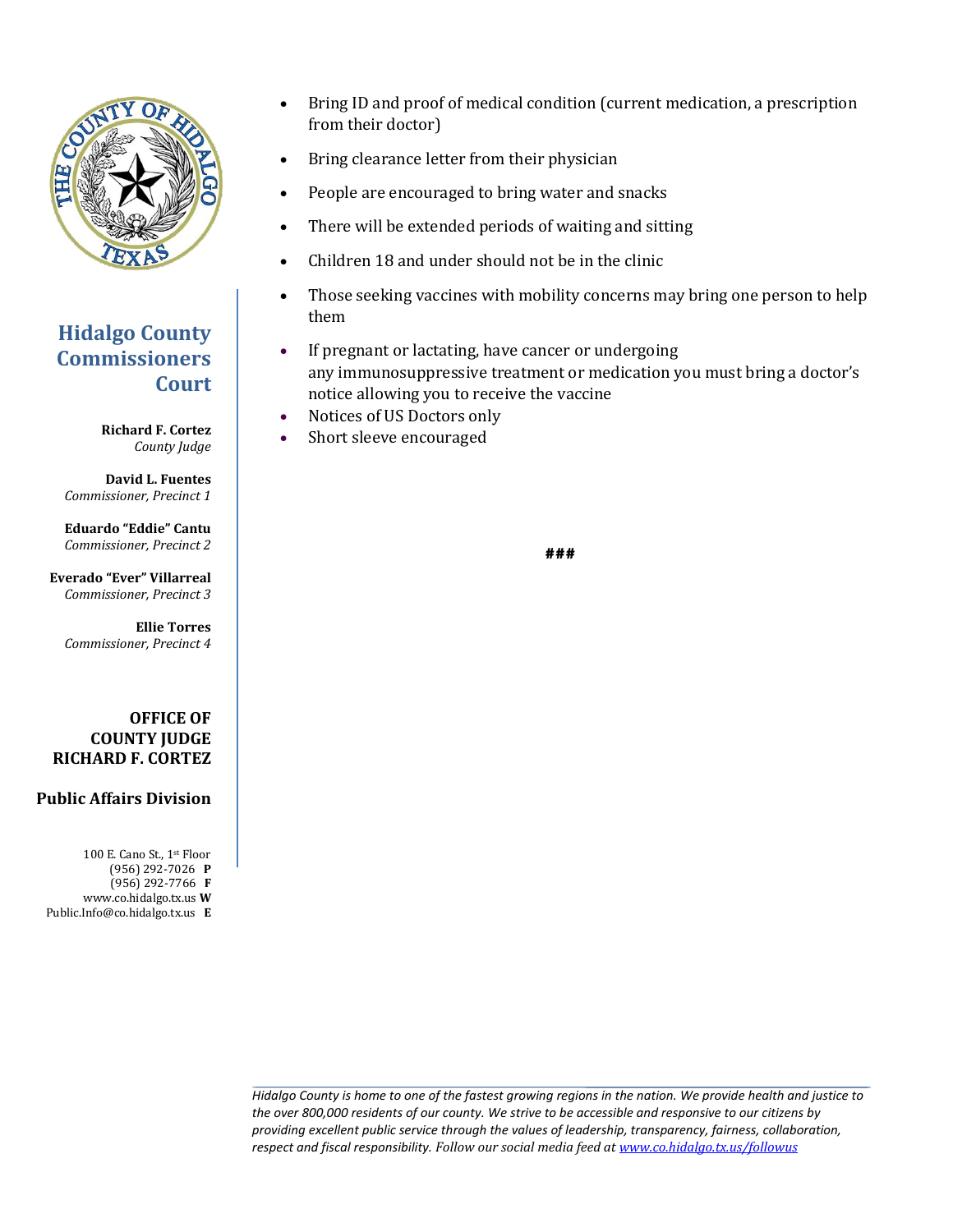**Hidalgo County Commissioners Court**

**Richard F. Cortez**
*County Judge*

**David L. Fuentes**
*Commissioner, Precinct 1*

**Eduardo "Eddie" Cantu**
*Commissioner, Precinct 2*

**Everado "Ever" Villarreal**
*Commissioner, Precinct 3*

**Ellie Torres**
*Commissioner, Precinct 4*

**OFFICE OF COUNTY JUDGE RICHARD F. CORTEZ**

**Public Affairs Division**

100 E. Cano St., 1st Floor
(956) 292-7026 **P**
(956) 292-7766 **F**
www.co.hidalgo.tx.us **W**
Public.Info@co.hidalgo.tx.us **E**

- Bring ID and proof of medical condition (current medication, a prescription from their doctor)
- Bring clearance letter from their physician
- People are encouraged to bring water and snacks
- There will be extended periods of waiting and sitting
- Children 18 and under should not be in the clinic
- Those seeking vaccines with mobility concerns may bring one person to help them
- If pregnant or lactating, have cancer or undergoing any immunosuppressive treatment or medication you must bring a doctor's notice allowing you to receive the vaccine
- Notices of US Doctors only
- Short sleeve encouraged

###

*Hidalgo County is home to one of the fastest growing regions in the nation. We provide health and justice to the over 800,000 residents of our county. We strive to be accessible and responsive to our citizens by providing excellent public service through the values of leadership, transparency, fairness, collaboration, respect and fiscal responsibility. Follow our social media feed at [www.co.hidalgo.tx.us/followus](http://www.co.hidalgo.tx.us/followus)*